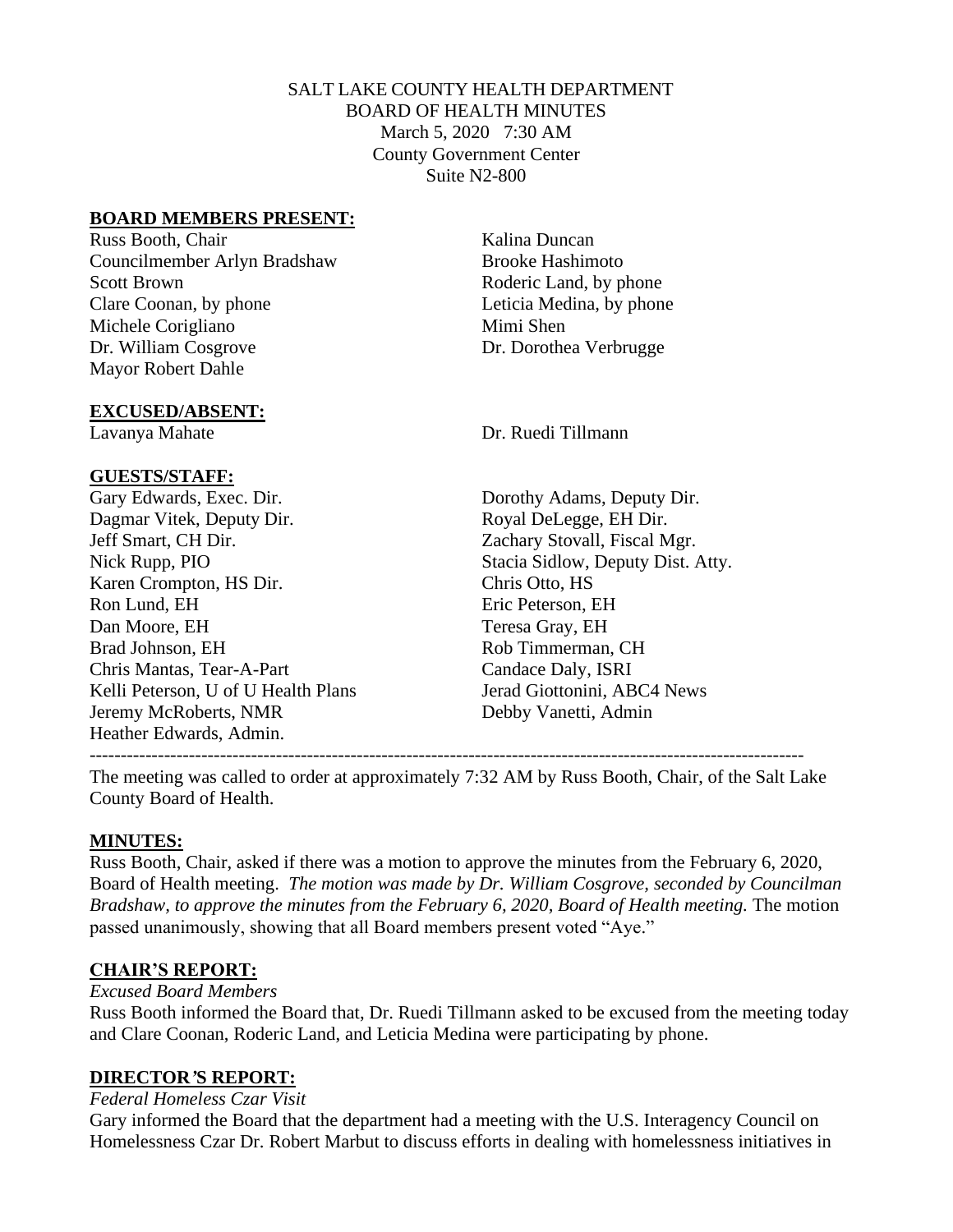SALT LAKE COUNTY HEALTH DEPARTMENT
BOARD OF HEALTH MINUTES
March 5, 2020 7:30 AM
County Government Center
Suite N2-800

**BOARD MEMBERS PRESENT:**

Russ Booth, Chair
Councilmember Arlyn Bradshaw
Scott Brown
Clare Coonan, by phone
Michele Corigliano
Dr. William Cosgrove
Mayor Robert Dahle
Kalina Duncan
Brooke Hashimoto
Roderic Land, by phone
Leticia Medina, by phone
Mimi Shen
Dr. Dorothea Verbrugge

**EXCUSED/ABSENT:**

Lavanya Mahate
Dr. Ruedi Tillmann

**GUESTS/STAFF:**

Gary Edwards, Exec. Dir.
Dagmar Vitek, Deputy Dir.
Jeff Smart, CH Dir.
Nick Rupp, PIO
Karen Crompton, HS Dir.
Ron Lund, EH
Dan Moore, EH
Brad Johnson, EH
Chris Mantas, Tear-A-Part
Kelli Peterson, U of U Health Plans
Jeremy McRoberts, NMR
Heather Edwards, Admin.
Dorothy Adams, Deputy Dir.
Royal DeLegge, EH Dir.
Zachary Stovall, Fiscal Mgr.
Stacia Sidlow, Deputy Dist. Atty.
Chris Otto, HS
Eric Peterson, EH
Teresa Gray, EH
Rob Timmerman, CH
Candace Daly, ISRI
Jerad Giottonini, ABC4 News
Debby Vanetti, Admin

---

The meeting was called to order at approximately 7:32 AM by Russ Booth, Chair, of the Salt Lake County Board of Health.

**MINUTES:**

Russ Booth, Chair, asked if there was a motion to approve the minutes from the February 6, 2020, Board of Health meeting. *The motion was made by Dr. William Cosgrove, seconded by Councilman Bradshaw, to approve the minutes from the February 6, 2020, Board of Health meeting.* The motion passed unanimously, showing that all Board members present voted "Aye."

**CHAIR'S REPORT:**

*Excused Board Members*

Russ Booth informed the Board that, Dr. Ruedi Tillmann asked to be excused from the meeting today and Clare Coonan, Roderic Land, and Leticia Medina were participating by phone.

**DIRECTOR'S REPORT:**

*Federal Homeless Czar Visit*

Gary informed the Board that the department had a meeting with the U.S. Interagency Council on Homelessness Czar Dr. Robert Marbut to discuss efforts in dealing with homelessness initiatives in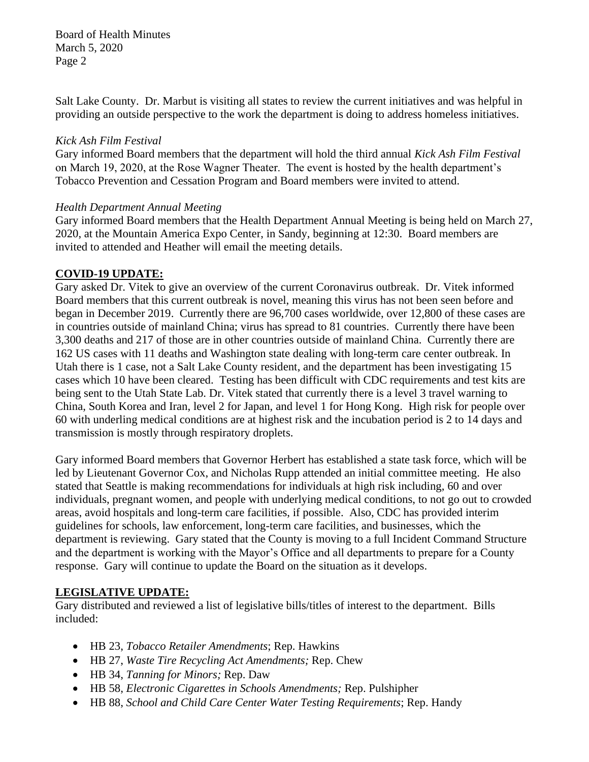Salt Lake County. Dr. Marbut is visiting all states to review the current initiatives and was helpful in providing an outside perspective to the work the department is doing to address homeless initiatives.

*Kick Ash Film Festival*
Gary informed Board members that the department will hold the third annual *Kick Ash Film Festival* on March 19, 2020, at the Rose Wagner Theater. The event is hosted by the health department's Tobacco Prevention and Cessation Program and Board members were invited to attend.

*Health Department Annual Meeting*
Gary informed Board members that the Health Department Annual Meeting is being held on March 27, 2020, at the Mountain America Expo Center, in Sandy, beginning at 12:30. Board members are invited to attended and Heather will email the meeting details.

**COVID-19 UPDATE:**
Gary asked Dr. Vitek to give an overview of the current Coronavirus outbreak. Dr. Vitek informed Board members that this current outbreak is novel, meaning this virus has not been seen before and began in December 2019. Currently there are 96,700 cases worldwide, over 12,800 of these cases are in countries outside of mainland China; virus has spread to 81 countries. Currently there have been 3,300 deaths and 217 of those are in other countries outside of mainland China. Currently there are 162 US cases with 11 deaths and Washington state dealing with long-term care center outbreak. In Utah there is 1 case, not a Salt Lake County resident, and the department has been investigating 15 cases which 10 have been cleared. Testing has been difficult with CDC requirements and test kits are being sent to the Utah State Lab. Dr. Vitek stated that currently there is a level 3 travel warning to China, South Korea and Iran, level 2 for Japan, and level 1 for Hong Kong. High risk for people over 60 with underling medical conditions are at highest risk and the incubation period is 2 to 14 days and transmission is mostly through respiratory droplets.

Gary informed Board members that Governor Herbert has established a state task force, which will be led by Lieutenant Governor Cox, and Nicholas Rupp attended an initial committee meeting. He also stated that Seattle is making recommendations for individuals at high risk including, 60 and over individuals, pregnant women, and people with underlying medical conditions, to not go out to crowded areas, avoid hospitals and long-term care facilities, if possible. Also, CDC has provided interim guidelines for schools, law enforcement, long-term care facilities, and businesses, which the department is reviewing. Gary stated that the County is moving to a full Incident Command Structure and the department is working with the Mayor's Office and all departments to prepare for a County response. Gary will continue to update the Board on the situation as it develops.

**LEGISLATIVE UPDATE:**
Gary distributed and reviewed a list of legislative bills/titles of interest to the department. Bills included:

- HB 23, *Tobacco Retailer Amendments*; Rep. Hawkins
- HB 27, *Waste Tire Recycling Act Amendments;* Rep. Chew
- HB 34, *Tanning for Minors;* Rep. Daw
- HB 58, *Electronic Cigarettes in Schools Amendments;* Rep. Pulshipher
- HB 88, *School and Child Care Center Water Testing Requirements*; Rep. Handy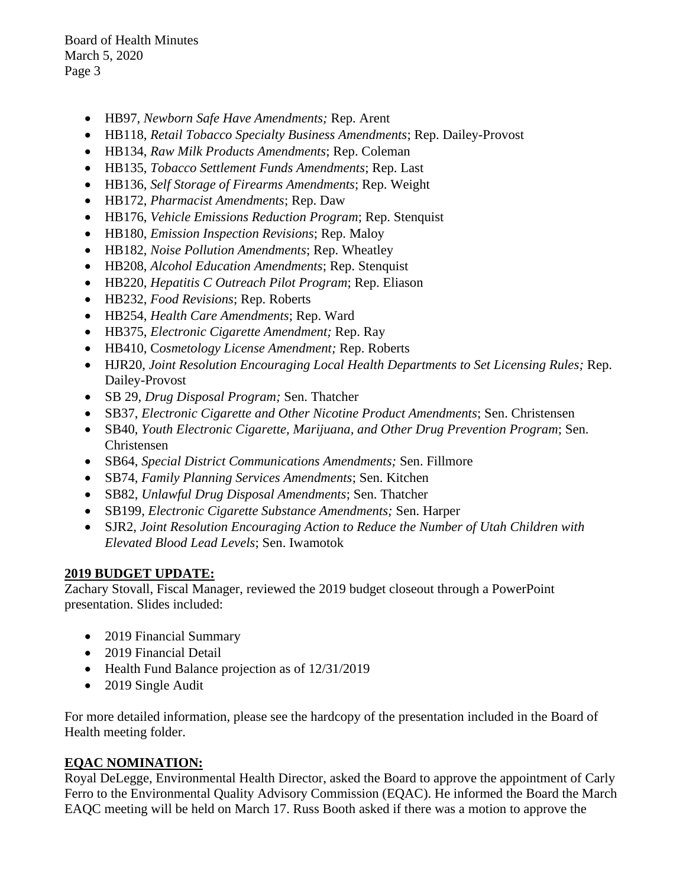- HB97, *Newborn Safe Have Amendments;* Rep. Arent
- HB118, *Retail Tobacco Specialty Business Amendments*; Rep. Dailey-Provost
- HB134, *Raw Milk Products Amendments*; Rep. Coleman
- HB135, *Tobacco Settlement Funds Amendments*; Rep. Last
- HB136, *Self Storage of Firearms Amendments*; Rep. Weight
- HB172, *Pharmacist Amendments*; Rep. Daw
- HB176, *Vehicle Emissions Reduction Program*; Rep. Stenquist
- HB180, *Emission Inspection Revisions*; Rep. Maloy
- HB182, *Noise Pollution Amendments*; Rep. Wheatley
- HB208, *Alcohol Education Amendments*; Rep. Stenquist
- HB220, *Hepatitis C Outreach Pilot Program*; Rep. Eliason
- HB232, *Food Revisions*; Rep. Roberts
- HB254, *Health Care Amendments*; Rep. Ward
- HB375, *Electronic Cigarette Amendment;* Rep. Ray
- HB410, C*osmetology License Amendment;* Rep. Roberts
- HJR20, *Joint Resolution Encouraging Local Health Departments to Set Licensing Rules;* Rep. Dailey-Provost
- SB 29, *Drug Disposal Program;* Sen. Thatcher
- SB37, *Electronic Cigarette and Other Nicotine Product Amendments*; Sen. Christensen
- SB40, *Youth Electronic Cigarette, Marijuana, and Other Drug Prevention Program*; Sen. Christensen
- SB64, *Special District Communications Amendments;* Sen. Fillmore
- SB74, *Family Planning Services Amendments*; Sen. Kitchen
- SB82, *Unlawful Drug Disposal Amendments*; Sen. Thatcher
- SB199, *Electronic Cigarette Substance Amendments;* Sen. Harper
- SJR2, *Joint Resolution Encouraging Action to Reduce the Number of Utah Children with Elevated Blood Lead Levels*; Sen. Iwamotok

**2019 BUDGET UPDATE:**

Zachary Stovall, Fiscal Manager, reviewed the 2019 budget closeout through a PowerPoint presentation. Slides included:

- 2019 Financial Summary
- 2019 Financial Detail
- Health Fund Balance projection as of 12/31/2019
- 2019 Single Audit

For more detailed information, please see the hardcopy of the presentation included in the Board of Health meeting folder.

**EQAC NOMINATION:**

Royal DeLegge, Environmental Health Director, asked the Board to approve the appointment of Carly Ferro to the Environmental Quality Advisory Commission (EQAC). He informed the Board the March EAQC meeting will be held on March 17. Russ Booth asked if there was a motion to approve the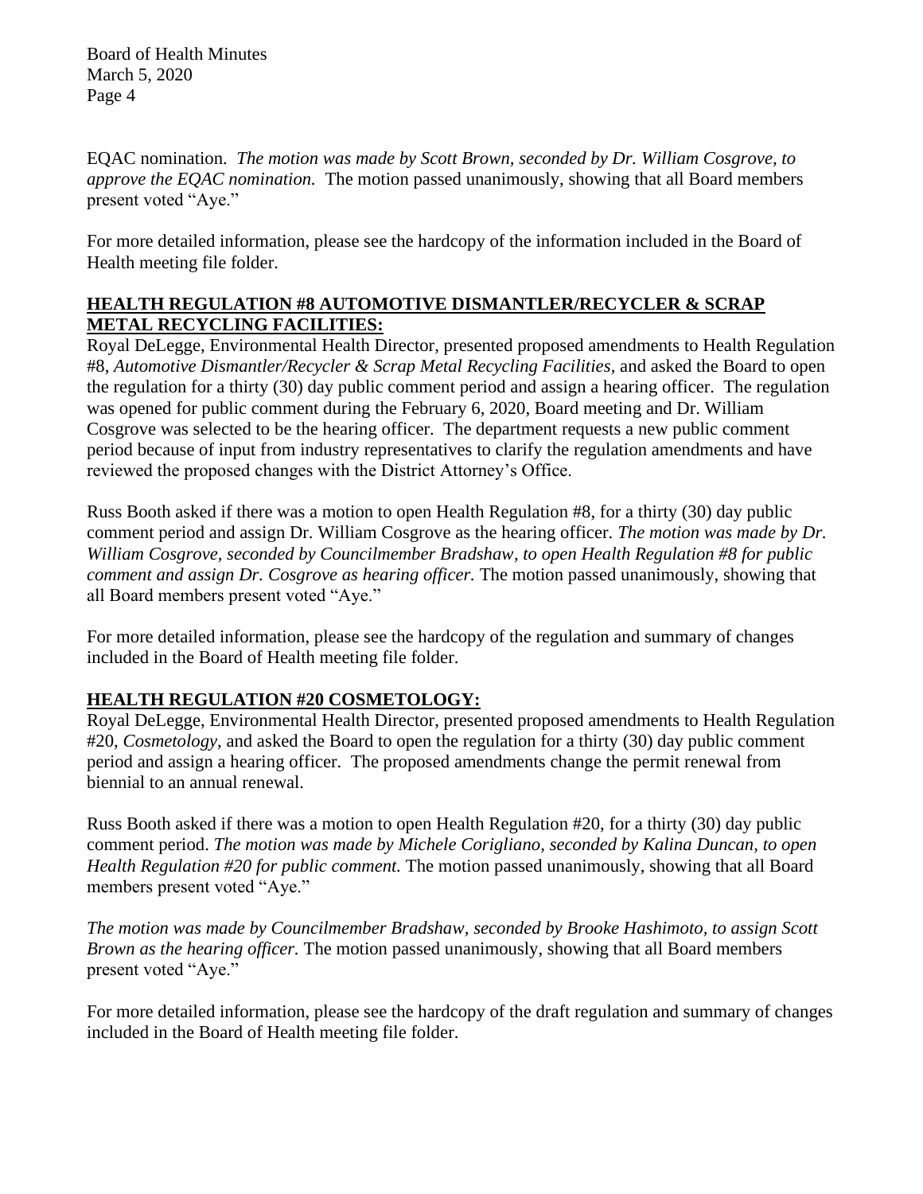EQAC nomination. *The motion was made by Scott Brown, seconded by Dr. William Cosgrove, to approve the EQAC nomination.* The motion passed unanimously, showing that all Board members present voted "Aye."

For more detailed information, please see the hardcopy of the information included in the Board of Health meeting file folder.

## HEALTH REGULATION #8 AUTOMOTIVE DISMANTLER/RECYCLER & SCRAP METAL RECYCLING FACILITIES:

Royal DeLegge, Environmental Health Director, presented proposed amendments to Health Regulation #8, *Automotive Dismantler/Recycler & Scrap Metal Recycling Facilities,* and asked the Board to open the regulation for a thirty (30) day public comment period and assign a hearing officer. The regulation was opened for public comment during the February 6, 2020, Board meeting and Dr. William Cosgrove was selected to be the hearing officer. The department requests a new public comment period because of input from industry representatives to clarify the regulation amendments and have reviewed the proposed changes with the District Attorney's Office.

Russ Booth asked if there was a motion to open Health Regulation #8, for a thirty (30) day public comment period and assign Dr. William Cosgrove as the hearing officer. *The motion was made by Dr. William Cosgrove, seconded by Councilmember Bradshaw, to open Health Regulation #8 for public comment and assign Dr. Cosgrove as hearing officer.* The motion passed unanimously, showing that all Board members present voted "Aye."

For more detailed information, please see the hardcopy of the regulation and summary of changes included in the Board of Health meeting file folder.

## HEALTH REGULATION #20 COSMETOLOGY:

Royal DeLegge, Environmental Health Director, presented proposed amendments to Health Regulation #20, *Cosmetology,* and asked the Board to open the regulation for a thirty (30) day public comment period and assign a hearing officer. The proposed amendments change the permit renewal from biennial to an annual renewal.

Russ Booth asked if there was a motion to open Health Regulation #20, for a thirty (30) day public comment period. *The motion was made by Michele Corigliano, seconded by Kalina Duncan, to open Health Regulation #20 for public comment.* The motion passed unanimously, showing that all Board members present voted "Aye."

*The motion was made by Councilmember Bradshaw, seconded by Brooke Hashimoto, to assign Scott Brown as the hearing officer.* The motion passed unanimously, showing that all Board members present voted "Aye."

For more detailed information, please see the hardcopy of the draft regulation and summary of changes included in the Board of Health meeting file folder.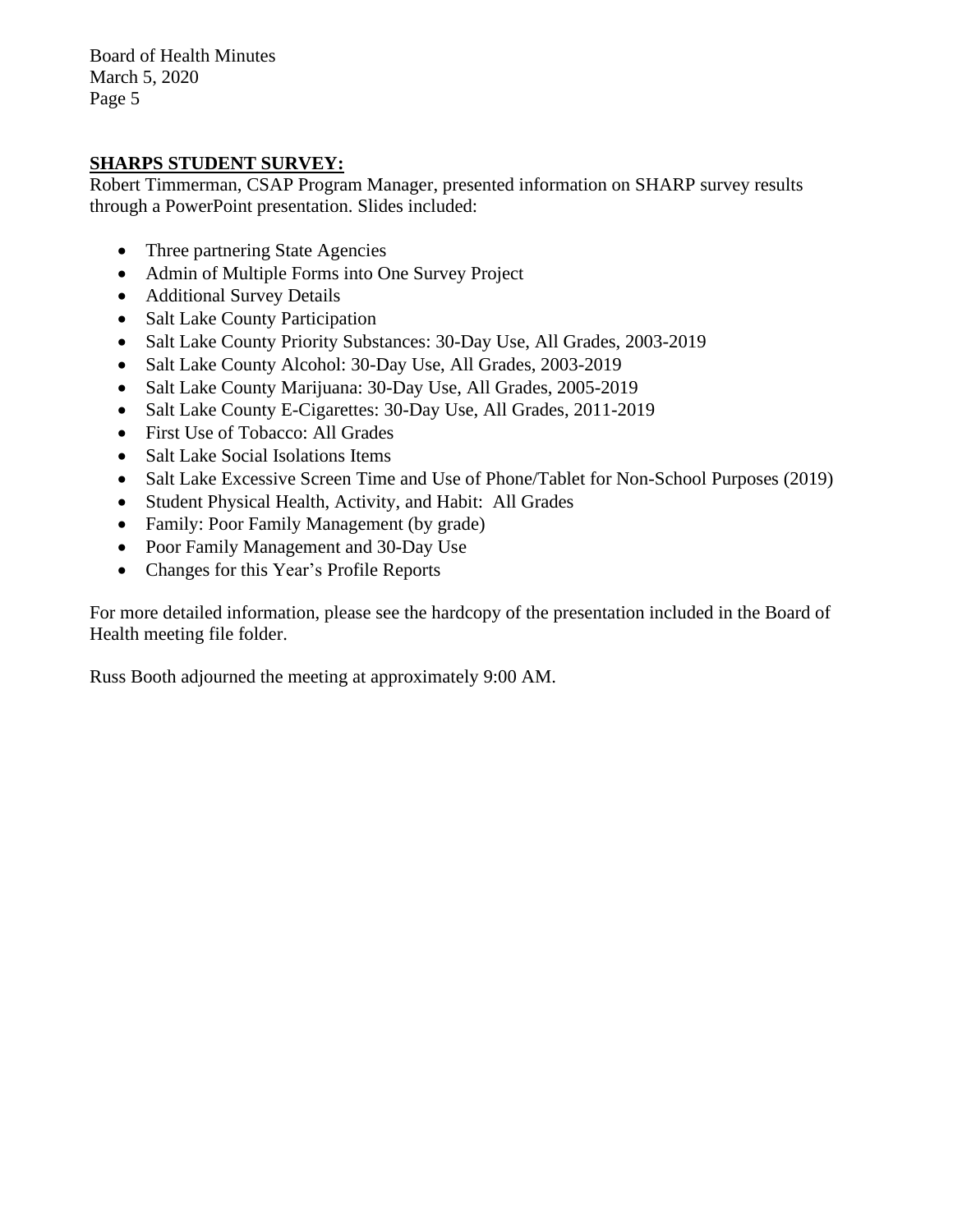## SHARPS STUDENT SURVEY:

Robert Timmerman, CSAP Program Manager, presented information on SHARP survey results through a PowerPoint presentation. Slides included:

- Three partnering State Agencies
- Admin of Multiple Forms into One Survey Project
- Additional Survey Details
- Salt Lake County Participation
- Salt Lake County Priority Substances: 30-Day Use, All Grades, 2003-2019
- Salt Lake County Alcohol: 30-Day Use, All Grades, 2003-2019
- Salt Lake County Marijuana: 30-Day Use, All Grades, 2005-2019
- Salt Lake County E-Cigarettes: 30-Day Use, All Grades, 2011-2019
- First Use of Tobacco: All Grades
- Salt Lake Social Isolations Items
- Salt Lake Excessive Screen Time and Use of Phone/Tablet for Non-School Purposes (2019)
- Student Physical Health, Activity, and Habit: All Grades
- Family: Poor Family Management (by grade)
- Poor Family Management and 30-Day Use
- Changes for this Year's Profile Reports

For more detailed information, please see the hardcopy of the presentation included in the Board of Health meeting file folder.

Russ Booth adjourned the meeting at approximately 9:00 AM.